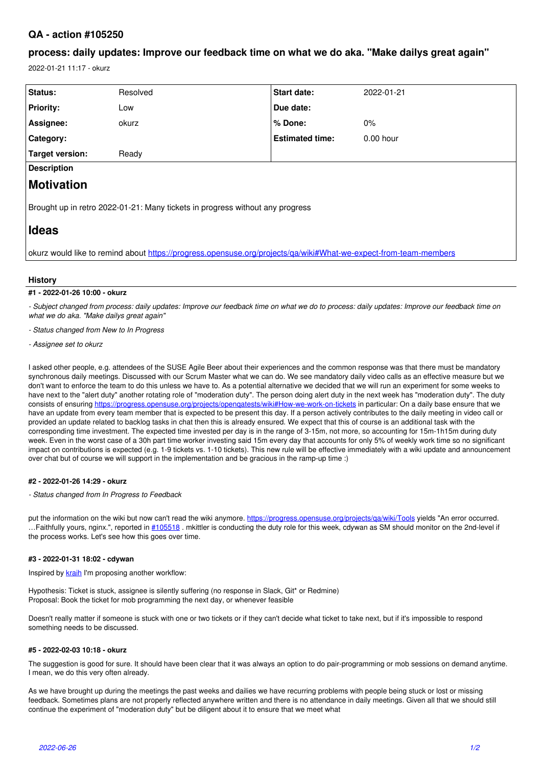# QA - action #105250

## process: daily updates: Improve our feedback time on what we do aka. "Make dailys great again"

2022-01-21 11:17 - okurz

| Status: | Resolved | Start date: | 2022-01-21 |
|---|---|---|---|
| Priority: | Low | Due date: | |
| Assignee: | okurz | % Done: | 0% |
| Category: | | Estimated time: | 0.00 hour |
| Target version: | Ready | | |

**Description**

# Motivation

Brought up in retro 2022-01-21: Many tickets in progress without any progress

# Ideas

okurz would like to remind about https://progress.opensuse.org/projects/qa/wiki#What-we-expect-from-team-members

### History

#### #1 - 2022-01-26 10:00 - okurz

*- Subject changed from process: daily updates: Improve our feedback time on what we do to process: daily updates: Improve our feedback time on what we do aka. "Make dailys great again"*

*- Status changed from New to In Progress*

*- Assignee set to okurz*

I asked other people, e.g. attendees of the SUSE Agile Beer about their experiences and the common response was that there must be mandatory synchronous daily meetings. Discussed with our Scrum Master what we can do. We see mandatory daily video calls as an effective measure but we don't want to enforce the team to do this unless we have to. As a potential alternative we decided that we will run an experiment for some weeks to have next to the "alert duty" another rotating role of "moderation duty". The person doing alert duty in the next week has "moderation duty". The duty consists of ensuring https://progress.opensuse.org/projects/openqatests/wiki#How-we-work-on-tickets in particular: On a daily base ensure that we have an update from every team member that is expected to be present this day. If a person actively contributes to the daily meeting in video call or provided an update related to backlog tasks in chat then this is already ensured. We expect that this of course is an additional task with the corresponding time investment. The expected time invested per day is in the range of 3-15m, not more, so accounting for 15m-1h15m during duty week. Even in the worst case of a 30h part time worker investing said 15m every day that accounts for only 5% of weekly work time so no significant impact on contributions is expected (e.g. 1-9 tickets vs. 1-10 tickets). This new rule will be effective immediately with a wiki update and announcement over chat but of course we will support in the implementation and be gracious in the ramp-up time :)

#### #2 - 2022-01-26 14:29 - okurz

*- Status changed from In Progress to Feedback*

put the information on the wiki but now can't read the wiki anymore. https://progress.opensuse.org/projects/qa/wiki/Tools yields "An error occurred. …Faithfully yours, nginx.", reported in #105518 . mkittler is conducting the duty role for this week, cdywan as SM should monitor on the 2nd-level if the process works. Let's see how this goes over time.

#### #3 - 2022-01-31 18:02 - cdywan

Inspired by kraih I'm proposing another workflow:

Hypothesis: Ticket is stuck, assignee is silently suffering (no response in Slack, Git* or Redmine)
Proposal: Book the ticket for mob programming the next day, or whenever feasible

Doesn't really matter if someone is stuck with one or two tickets or if they can't decide what ticket to take next, but if it's impossible to respond something needs to be discussed.

#### #5 - 2022-02-03 10:18 - okurz

The suggestion is good for sure. It should have been clear that it was always an option to do pair-programming or mob sessions on demand anytime. I mean, we do this very often already.

As we have brought up during the meetings the past weeks and dailies we have recurring problems with people being stuck or lost or missing feedback. Sometimes plans are not properly reflected anywhere written and there is no attendance in daily meetings. Given all that we should still continue the experiment of "moderation duty" but be diligent about it to ensure that we meet what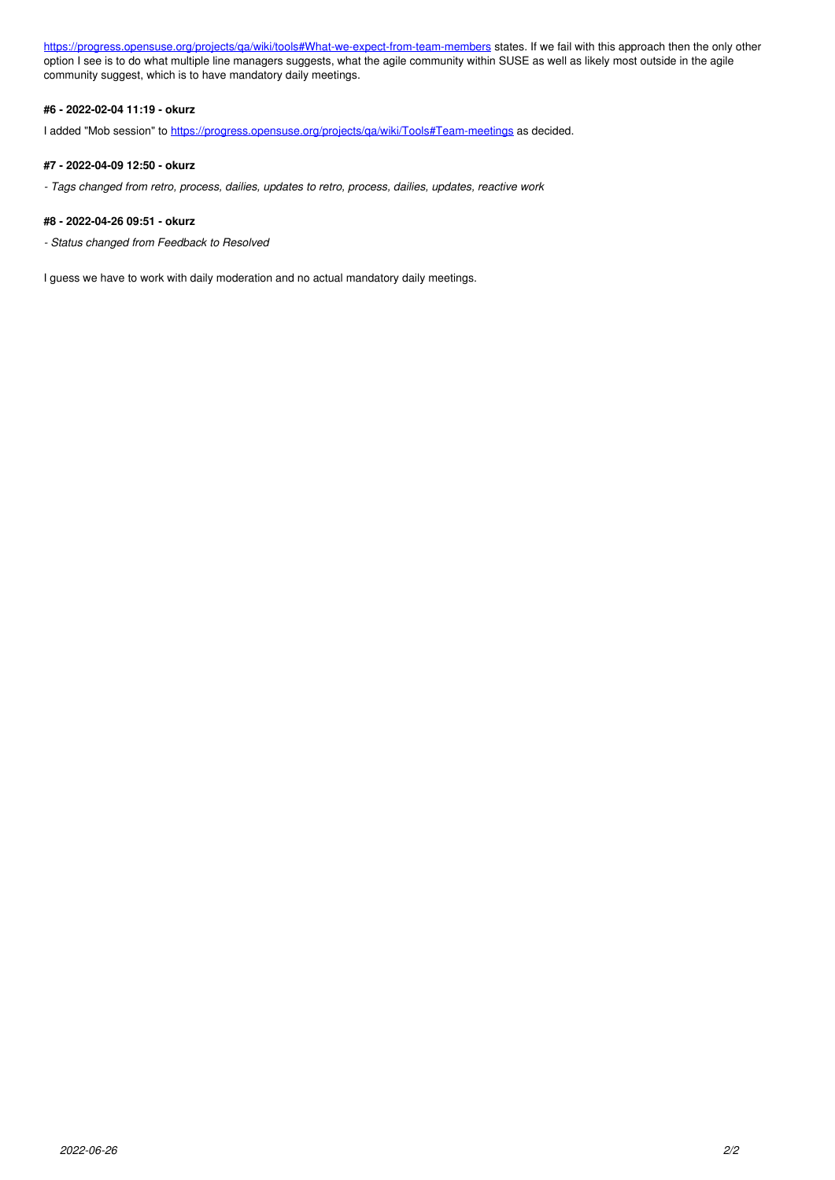https://progress.opensuse.org/projects/qa/wiki/tools#What-we-expect-from-team-members states. If we fail with this approach then the only other option I see is to do what multiple line managers suggests, what the agile community within SUSE as well as likely most outside in the agile community suggest, which is to have mandatory daily meetings.

#### #6 - 2022-02-04 11:19 - okurz

I added "Mob session" to https://progress.opensuse.org/projects/qa/wiki/Tools#Team-meetings as decided.

#### #7 - 2022-04-09 12:50 - okurz

*- Tags changed from retro, process, dailies, updates to retro, process, dailies, updates, reactive work*

#### #8 - 2022-04-26 09:51 - okurz

*- Status changed from Feedback to Resolved*

I guess we have to work with daily moderation and no actual mandatory daily meetings.